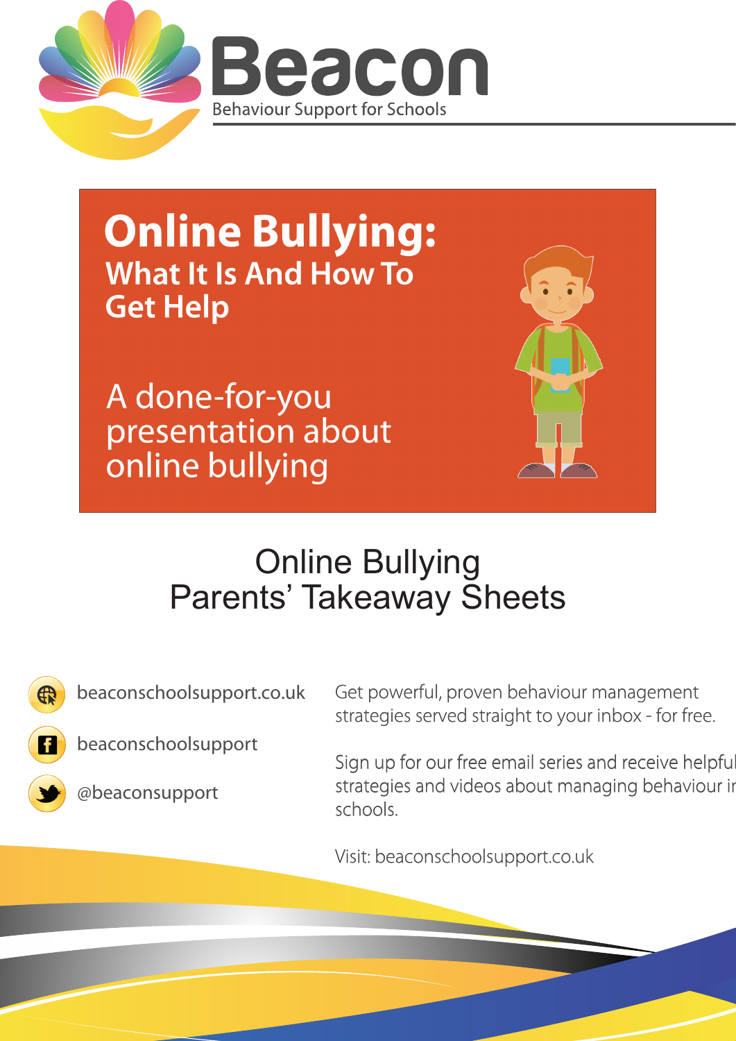# Beacon

Behaviour Support for Schools

# Online Bullying:

## What It Is And How To Get Help

A done-for-you presentation about online bullying

## Online Bullying
## Parents' Takeaway Sheets

beaconschoolsupport.co.uk

beaconschoolsupport

@beaconsupport

Get powerful, proven behaviour management strategies served straight to your inbox - for free.

Sign up for our free email series and receive helpful strategies and videos about managing behaviour in schools.

Visit: beaconschoolsupport.co.uk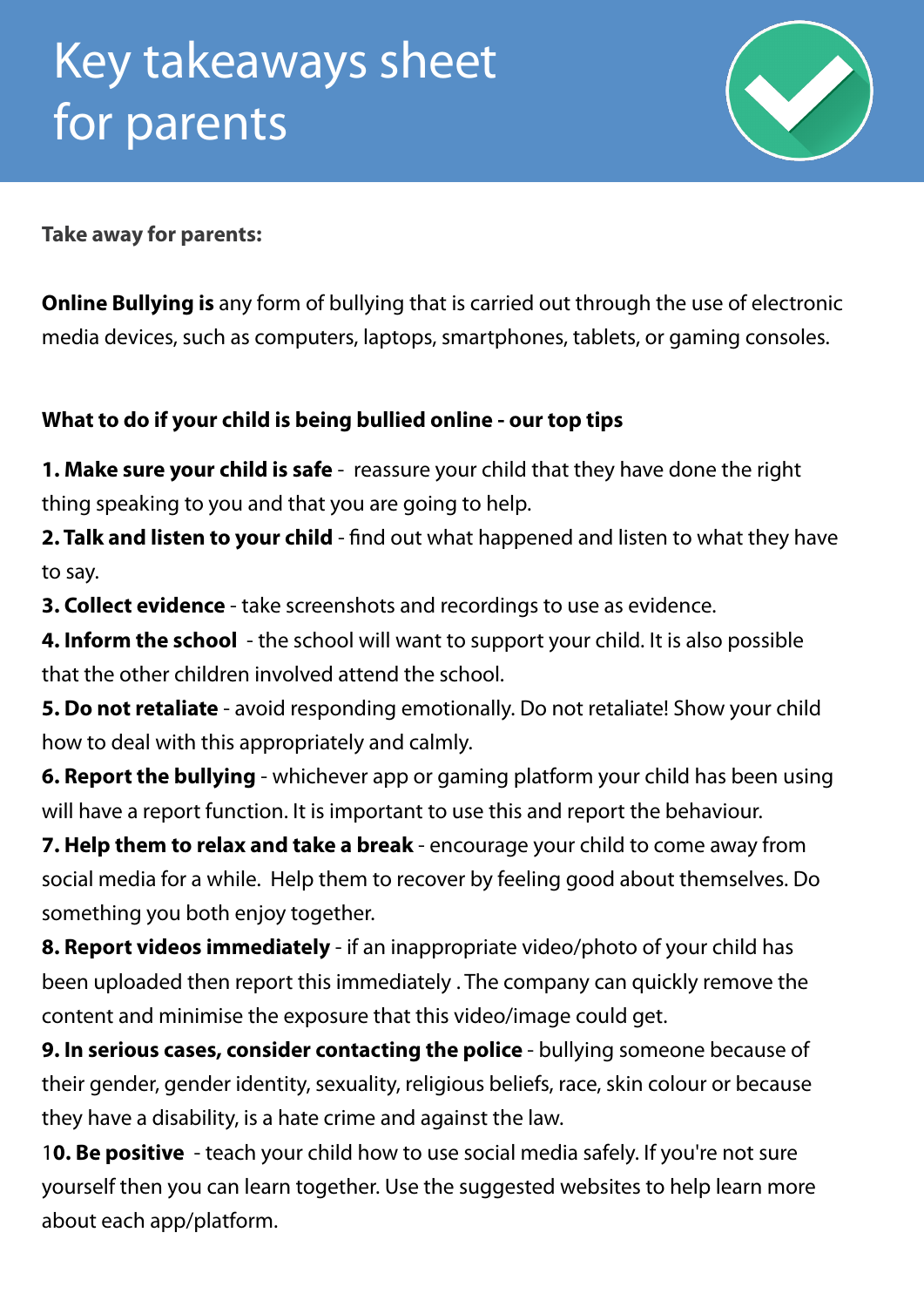# Key takeaways sheet for parents

**Take away for parents:**

**Online Bullying is** any form of bullying that is carried out through the use of electronic media devices, such as computers, laptops, smartphones, tablets, or gaming consoles.

**What to do if your child is being bullied online - our top tips**

**1. Make sure your child is safe** - reassure your child that they have done the right thing speaking to you and that you are going to help.

**2. Talk and listen to your child** - find out what happened and listen to what they have to say.

**3. Collect evidence** - take screenshots and recordings to use as evidence.

**4. Inform the school** - the school will want to support your child. It is also possible that the other children involved attend the school.

**5. Do not retaliate** - avoid responding emotionally. Do not retaliate! Show your child how to deal with this appropriately and calmly.

**6. Report the bullying** - whichever app or gaming platform your child has been using will have a report function. It is important to use this and report the behaviour.

**7. Help them to relax and take a break** - encourage your child to come away from social media for a while. Help them to recover by feeling good about themselves. Do something you both enjoy together.

**8. Report videos immediately** - if an inappropriate video/photo of your child has been uploaded then report this immediately . The company can quickly remove the content and minimise the exposure that this video/image could get.

**9. In serious cases, consider contacting the police** - bullying someone because of their gender, gender identity, sexuality, religious beliefs, race, skin colour or because they have a disability, is a hate crime and against the law.

**10. Be positive** - teach your child how to use social media safely. If you're not sure yourself then you can learn together. Use the suggested websites to help learn more about each app/platform.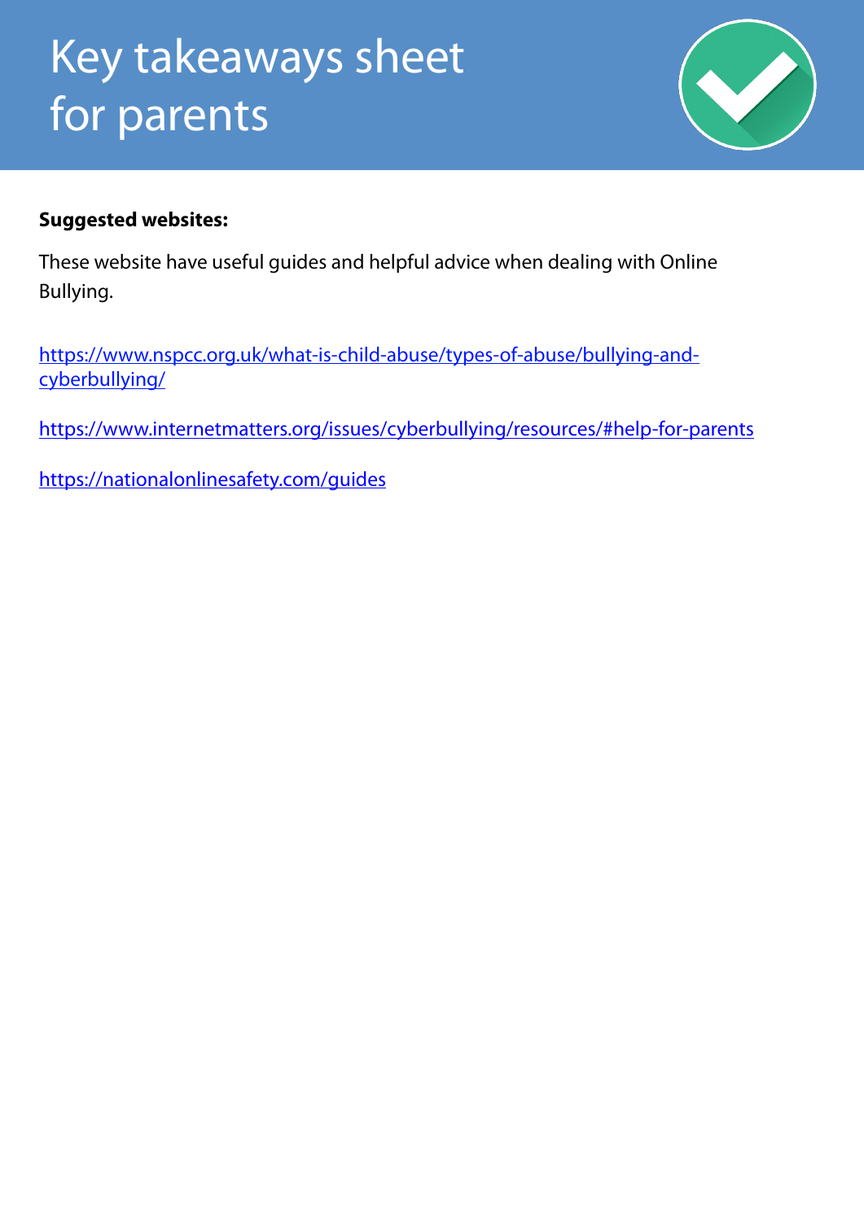# Key takeaways sheet for parents

**Suggested websites:**

These website have useful guides and helpful advice when dealing with Online Bullying.

https://www.nspcc.org.uk/what-is-child-abuse/types-of-abuse/bullying-and-cyberbullying/

https://www.internetmatters.org/issues/cyberbullying/resources/#help-for-parents

https://nationalonlinesafety.com/guides